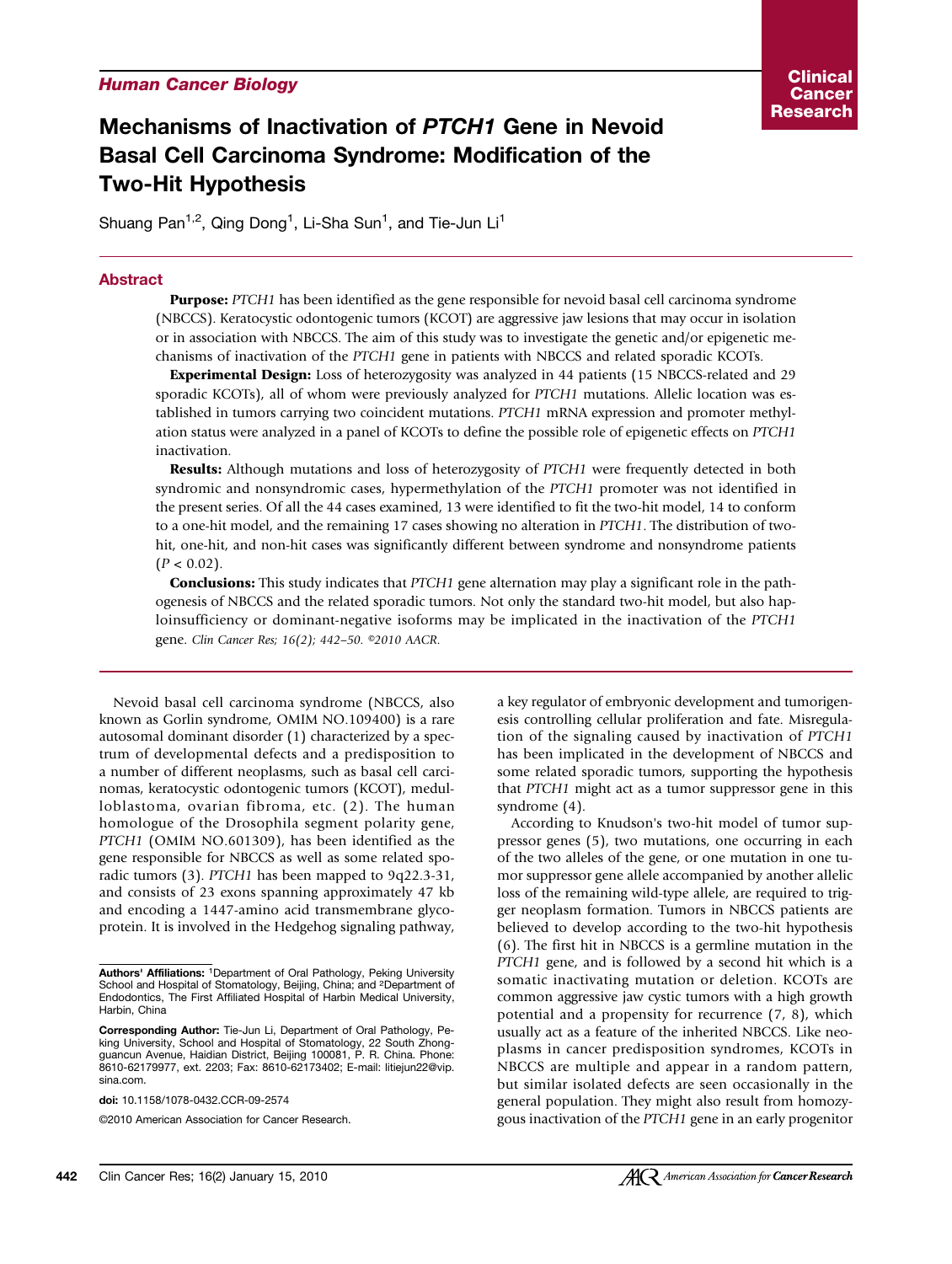Human Cancer Biology

# Mechanisms of Inactivation of *PTCH1* Gene in Nevoid Basal Cell Carcinoma Syndrome: Modification of the Two-Hit Hypothesis

Shuang Pan[1,2], Qing Dong[1], Li-Sha Sun[1], and Tie-Jun Li[1]

## Abstract

**Purpose:** *PTCH1* has been identified as the gene responsible for nevoid basal cell carcinoma syndrome (NBCCS). Keratocystic odontogenic tumors (KCOT) are aggressive jaw lesions that may occur in isolation or in association with NBCCS. The aim of this study was to investigate the genetic and/or epigenetic mechanisms of inactivation of the *PTCH1* gene in patients with NBCCS and related sporadic KCOTs.

**Experimental Design:** Loss of heterozygosity was analyzed in 44 patients (15 NBCCS-related and 29 sporadic KCOTs), all of whom were previously analyzed for *PTCH1* mutations. Allelic location was established in tumors carrying two coincident mutations. *PTCH1* mRNA expression and promoter methylation status were analyzed in a panel of KCOTs to define the possible role of epigenetic effects on *PTCH1* inactivation.

**Results:** Although mutations and loss of heterozygosity of *PTCH1* were frequently detected in both syndromic and nonsyndromic cases, hypermethylation of the *PTCH1* promoter was not identified in the present series. Of all the 44 cases examined, 13 were identified to fit the two-hit model, 14 to conform to a one-hit model, and the remaining 17 cases showing no alteration in *PTCH1*. The distribution of two-hit, one-hit, and non-hit cases was significantly different between syndrome and nonsyndrome patients ($P < 0.02$).

**Conclusions:** This study indicates that *PTCH1* gene alternation may play a significant role in the pathogenesis of NBCCS and the related sporadic tumors. Not only the standard two-hit model, but also haploinsufficiency or dominant-negative isoforms may be implicated in the inactivation of the *PTCH1* gene. *Clin Cancer Res; 16(2); 442–50. ©2010 AACR.*

Nevoid basal cell carcinoma syndrome (NBCCS, also known as Gorlin syndrome, OMIM NO.109400) is a rare autosomal dominant disorder (1) characterized by a spectrum of developmental defects and a predisposition to a number of different neoplasms, such as basal cell carcinomas, keratocystic odontogenic tumors (KCOT), medulloblastoma, ovarian fibroma, etc. (2). The human homologue of the Drosophila segment polarity gene, *PTCH1* (OMIM NO.601309), has been identified as the gene responsible for NBCCS as well as some related sporadic tumors (3). *PTCH1* has been mapped to 9q22.3-31, and consists of 23 exons spanning approximately 47 kb and encoding a 1447-amino acid transmembrane glycoprotein. It is involved in the Hedgehog signaling pathway, a key regulator of embryonic development and tumorigenesis controlling cellular proliferation and fate. Misregulation of the signaling caused by inactivation of *PTCH1* has been implicated in the development of NBCCS and some related sporadic tumors, supporting the hypothesis that *PTCH1* might act as a tumor suppressor gene in this syndrome (4).

According to Knudson's two-hit model of tumor suppressor genes (5), two mutations, one occurring in each of the two alleles of the gene, or one mutation in one tumor suppressor gene allele accompanied by another allelic loss of the remaining wild-type allele, are required to trigger neoplasm formation. Tumors in NBCCS patients are believed to develop according to the two-hit hypothesis (6). The first hit in NBCCS is a germline mutation in the *PTCH1* gene, and is followed by a second hit which is a somatic inactivating mutation or deletion. KCOTs are common aggressive jaw cystic tumors with a high growth potential and a propensity for recurrence (7, 8), which usually act as a feature of the inherited NBCCS. Like neoplasms in cancer predisposition syndromes, KCOTs in NBCCS are multiple and appear in a random pattern, but similar isolated defects are seen occasionally in the general population. They might also result from homozygous inactivation of the *PTCH1* gene in an early progenitor

**Authors' Affiliations:** [1]Department of Oral Pathology, Peking University School and Hospital of Stomatology, Beijing, China; and [2]Department of Endodontics, The First Affiliated Hospital of Harbin Medical University, Harbin, China

**Corresponding Author:** Tie-Jun Li, Department of Oral Pathology, Peking University, School and Hospital of Stomatology, 22 South Zhongguancun Avenue, Haidian District, Beijing 100081, P. R. China. Phone: 8610-62179977, ext. 2203; Fax: 8610-62173402; E-mail: litiejun22@vip.sina.com.

**doi:** 10.1158/1078-0432.CCR-09-2574

©2010 American Association for Cancer Research.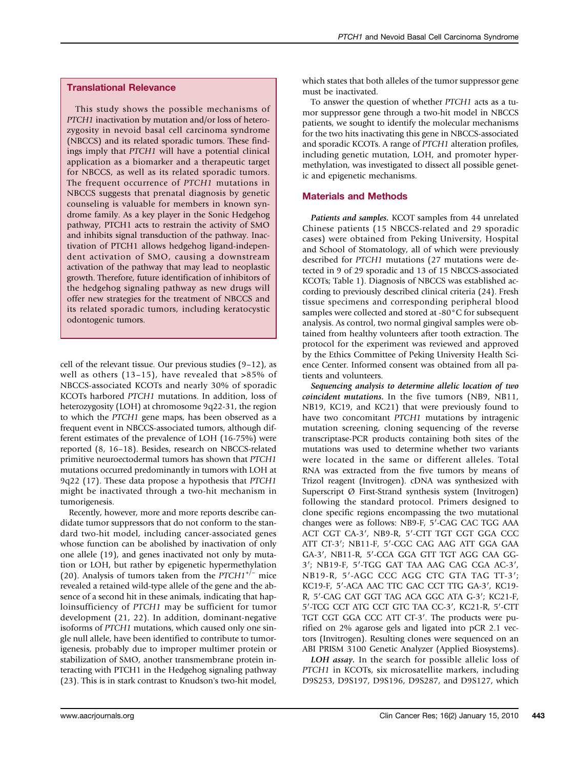## Translational Relevance

This study shows the possible mechanisms of *PTCH1* inactivation by mutation and/or loss of heterozygosity in nevoid basal cell carcinoma syndrome (NBCCS) and its related sporadic tumors. These findings imply that *PTCH1* will have a potential clinical application as a biomarker and a therapeutic target for NBCCS, as well as its related sporadic tumors. The frequent occurrence of *PTCH1* mutations in NBCCS suggests that prenatal diagnosis by genetic counseling is valuable for members in known syndrome family. As a key player in the Sonic Hedgehog pathway, PTCH1 acts to restrain the activity of SMO and inhibits signal transduction of the pathway. Inactivation of PTCH1 allows hedgehog ligand-independent activation of SMO, causing a downstream activation of the pathway that may lead to neoplastic growth. Therefore, future identification of inhibitors of the hedgehog signaling pathway as new drugs will offer new strategies for the treatment of NBCCS and its related sporadic tumors, including keratocystic odontogenic tumors.

cell of the relevant tissue. Our previous studies (9–12), as well as others (13–15), have revealed that >85% of NBCCS-associated KCOTs and nearly 30% of sporadic KCOTs harbored *PTCH1* mutations. In addition, loss of heterozygosity (LOH) at chromosome 9q22-31, the region to which the *PTCH1* gene maps, has been observed as a frequent event in NBCCS-associated tumors, although different estimates of the prevalence of LOH (16-75%) were reported (8, 16–18). Besides, research on NBCCS-related primitive neuroectodermal tumors has shown that *PTCH1* mutations occurred predominantly in tumors with LOH at 9q22 (17). These data propose a hypothesis that *PTCH1* might be inactivated through a two-hit mechanism in tumorigenesis.

Recently, however, more and more reports describe candidate tumor suppressors that do not conform to the standard two-hit model, including cancer-associated genes whose function can be abolished by inactivation of only one allele (19), and genes inactivated not only by mutation or LOH, but rather by epigenetic hypermethylation (20). Analysis of tumors taken from the $PTCH1^{+/-}$ mice revealed a retained wild-type allele of the gene and the absence of a second hit in these animals, indicating that haploinsufficiency of *PTCH1* may be sufficient for tumor development (21, 22). In addition, dominant-negative isoforms of *PTCH1* mutations, which caused only one single null allele, have been identified to contribute to tumorigenesis, probably due to improper multimer protein or stabilization of SMO, another transmembrane protein interacting with PTCH1 in the Hedgehog signaling pathway (23). This is in stark contrast to Knudson's two-hit model, which states that both alleles of the tumor suppressor gene must be inactivated.

To answer the question of whether *PTCH1* acts as a tumor suppressor gene through a two-hit model in NBCCS patients, we sought to identify the molecular mechanisms for the two hits inactivating this gene in NBCCS-associated and sporadic KCOTs. A range of *PTCH1* alteration profiles, including genetic mutation, LOH, and promoter hypermethylation, was investigated to dissect all possible genetic and epigenetic mechanisms.

## Materials and Methods

***Patients and samples.*** KCOT samples from 44 unrelated Chinese patients (15 NBCCS-related and 29 sporadic cases) were obtained from Peking University, Hospital and School of Stomatology, all of which were previously described for *PTCH1* mutations (27 mutations were detected in 9 of 29 sporadic and 13 of 15 NBCCS-associated KCOTs; Table 1). Diagnosis of NBCCS was established according to previously described clinical criteria (24). Fresh tissue specimens and corresponding peripheral blood samples were collected and stored at -80°C for subsequent analysis. As control, two normal gingival samples were obtained from healthy volunteers after tooth extraction. The protocol for the experiment was reviewed and approved by the Ethics Committee of Peking University Health Science Center. Informed consent was obtained from all patients and volunteers.

***Sequencing analysis to determine allelic location of two coincident mutations.*** In the five tumors (NB9, NB11, NB19, KC19, and KC21) that were previously found to have two concomitant *PTCH1* mutations by intragenic mutation screening, cloning sequencing of the reverse transcriptase-PCR products containing both sites of the mutations was used to determine whether two variants were located in the same or different alleles. Total RNA was extracted from the five tumors by means of Trizol reagent (Invitrogen). cDNA was synthesized with Superscript Ø First-Strand synthesis system (Invitrogen) following the standard protocol. Primers designed to clone specific regions encompassing the two mutational changes were as follows: NB9-F, 5′-CAG CAC TGG AAA ACT CGT CA-3′, NB9-R, 5′-CTT TGT CGT GGA CCC ATT CT-3′; NB11-F, 5′-CGC CAG AAG ATT GGA GAA GA-3′, NB11-R, 5′-CCA GGA GTT TGT AGG CAA GG-3′; NB19-F, 5′-TGG GAT TAA AAG CAG CGA AC-3′, NB19-R, 5′-AGC CCC AGG CTC GTA TAG TT-3′; KC19-F, 5′-ACA AAC TTC GAC CCT TTG GA-3′, KC19-R, 5′-CAG CAT GGT TAG ACA GGC ATA G-3′; KC21-F, 5′-TCG CCT ATG CCT GTC TAA CC-3′, KC21-R, 5′-CTT TGT CGT GGA CCC ATT CT-3′. The products were purified on 2% agarose gels and ligated into pCR 2.1 vectors (Invitrogen). Resulting clones were sequenced on an ABI PRISM 3100 Genetic Analyzer (Applied Biosystems).

***LOH assay.*** In the search for possible allelic loss of *PTCH1* in KCOTs, six microsatellite markers, including D9S253, D9S197, D9S196, D9S287, and D9S127, which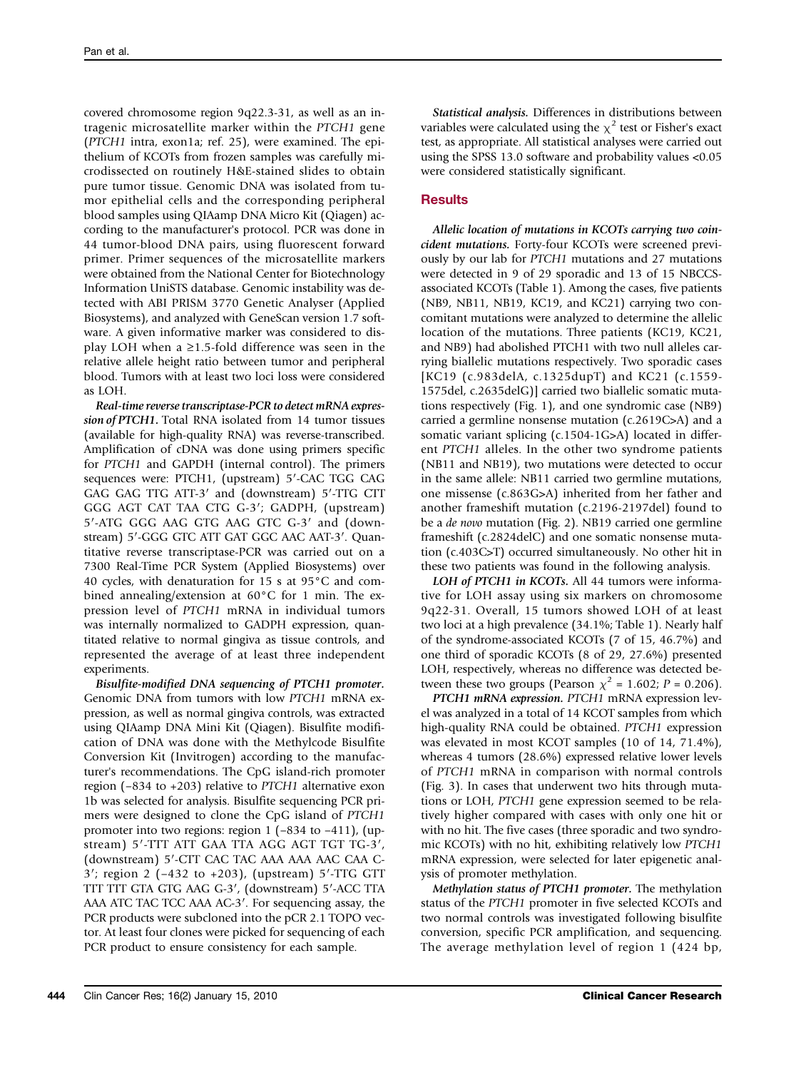covered chromosome region 9q22.3-31, as well as an intragenic microsatellite marker within the *PTCH1* gene (*PTCH1* intra, exon1a; ref. 25), were examined. The epithelium of KCOTs from frozen samples was carefully microdissected on routinely H&E-stained slides to obtain pure tumor tissue. Genomic DNA was isolated from tumor epithelial cells and the corresponding peripheral blood samples using QIAamp DNA Micro Kit (Qiagen) according to the manufacturer's protocol. PCR was done in 44 tumor-blood DNA pairs, using fluorescent forward primer. Primer sequences of the microsatellite markers were obtained from the National Center for Biotechnology Information UniSTS database. Genomic instability was detected with ABI PRISM 3770 Genetic Analyser (Applied Biosystems), and analyzed with GeneScan version 1.7 software. A given informative marker was considered to display LOH when a ≥1.5-fold difference was seen in the relative allele height ratio between tumor and peripheral blood. Tumors with at least two loci loss were considered as LOH.

***Real-time reverse transcriptase-PCR to detect mRNA expression of PTCH1.*** Total RNA isolated from 14 tumor tissues (available for high-quality RNA) was reverse-transcribed. Amplification of cDNA was done using primers specific for *PTCH1* and GAPDH (internal control). The primers sequences were: PTCH1, (upstream) 5′-CAC TGG CAG GAG GAG TTG ATT-3′ and (downstream) 5′-TTG CTT GGG AGT CAT TAA CTG G-3′; GADPH, (upstream) 5′-ATG GGG AAG GTG AAG GTC G-3′ and (downstream) 5′-GGG GTC ATT GAT GGC AAC AAT-3′. Quantitative reverse transcriptase-PCR was carried out on a 7300 Real-Time PCR System (Applied Biosystems) over 40 cycles, with denaturation for 15 s at 95°C and combined annealing/extension at 60°C for 1 min. The expression level of *PTCH1* mRNA in individual tumors was internally normalized to GADPH expression, quantitated relative to normal gingiva as tissue controls, and represented the average of at least three independent experiments.

***Bisulfite-modified DNA sequencing of PTCH1 promoter.*** Genomic DNA from tumors with low *PTCH1* mRNA expression, as well as normal gingiva controls, was extracted using QIAamp DNA Mini Kit (Qiagen). Bisulfite modification of DNA was done with the Methylcode Bisulfite Conversion Kit (Invitrogen) according to the manufacturer's recommendations. The CpG island-rich promoter region (−834 to +203) relative to *PTCH1* alternative exon 1b was selected for analysis. Bisulfite sequencing PCR primers were designed to clone the CpG island of *PTCH1* promoter into two regions: region 1 (−834 to −411), (upstream) 5′-TTT ATT GAA TTA AGG AGT TGT TG-3′, (downstream) 5′-CTT CAC TAC AAA AAA AAC CAA C-3′; region 2 (−432 to +203), (upstream) 5′-TTG GTT TTT TTT GTA GTG AAG G-3′, (downstream) 5′-ACC TTA AAA ATC TAC TCC AAA AC-3′. For sequencing assay, the PCR products were subcloned into the pCR 2.1 TOPO vector. At least four clones were picked for sequencing of each PCR product to ensure consistency for each sample.

***Statistical analysis.*** Differences in distributions between variables were calculated using the $\chi^2$ test or Fisher's exact test, as appropriate. All statistical analyses were carried out using the SPSS 13.0 software and probability values <0.05 were considered statistically significant.

## Results

***Allelic location of mutations in KCOTs carrying two coincident mutations.*** Forty-four KCOTs were screened previously by our lab for *PTCH1* mutations and 27 mutations were detected in 9 of 29 sporadic and 13 of 15 NBCCS-associated KCOTs (Table 1). Among the cases, five patients (NB9, NB11, NB19, KC19, and KC21) carrying two concomitant mutations were analyzed to determine the allelic location of the mutations. Three patients (KC19, KC21, and NB9) had abolished PTCH1 with two null alleles carrying biallelic mutations respectively. Two sporadic cases [KC19 (c.983delA, c.1325dupT) and KC21 (c.1559-1575del, c.2635delG)] carried two biallelic somatic mutations respectively (Fig. 1), and one syndromic case (NB9) carried a germline nonsense mutation (c.2619C>A) and a somatic variant splicing (c.1504-1G>A) located in different *PTCH1* alleles. In the other two syndrome patients (NB11 and NB19), two mutations were detected to occur in the same allele: NB11 carried two germline mutations, one missense (c.863G>A) inherited from her father and another frameshift mutation (c.2196-2197del) found to be a *de novo* mutation (Fig. 2). NB19 carried one germline frameshift (c.2824delC) and one somatic nonsense mutation (c.403C>T) occurred simultaneously. No other hit in these two patients was found in the following analysis.

***LOH of PTCH1 in KCOTs.*** All 44 tumors were informative for LOH assay using six markers on chromosome 9q22-31. Overall, 15 tumors showed LOH of at least two loci at a high prevalence (34.1%; Table 1). Nearly half of the syndrome-associated KCOTs (7 of 15, 46.7%) and one third of sporadic KCOTs (8 of 29, 27.6%) presented LOH, respectively, whereas no difference was detected between these two groups (Pearson $\chi^2$ = 1.602; $P$ = 0.206).

***PTCH1 mRNA expression.*** *PTCH1* mRNA expression level was analyzed in a total of 14 KCOT samples from which high-quality RNA could be obtained. *PTCH1* expression was elevated in most KCOT samples (10 of 14, 71.4%), whereas 4 tumors (28.6%) expressed relative lower levels of *PTCH1* mRNA in comparison with normal controls (Fig. 3). In cases that underwent two hits through mutations or LOH, *PTCH1* gene expression seemed to be relatively higher compared with cases with only one hit or with no hit. The five cases (three sporadic and two syndromic KCOTs) with no hit, exhibiting relatively low *PTCH1* mRNA expression, were selected for later epigenetic analysis of promoter methylation.

***Methylation status of PTCH1 promoter.*** The methylation status of the *PTCH1* promoter in five selected KCOTs and two normal controls was investigated following bisulfite conversion, specific PCR amplification, and sequencing. The average methylation level of region 1 (424 bp,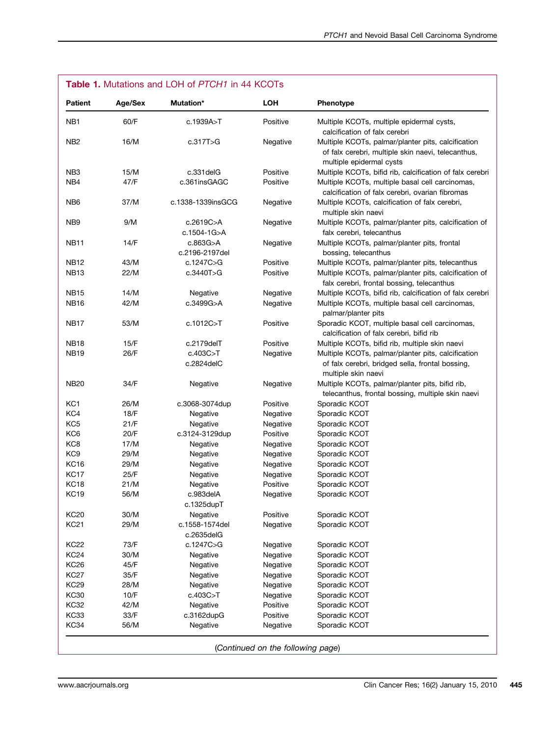**Table 1.** Mutations and LOH of *PTCH1* in 44 KCOTs

| Patient | Age/Sex | Mutation* | LOH | Phenotype |
|---|---|---|---|---|
| NB1 | 60/F | c.1939A>T | Positive | Multiple KCOTs, multiple epidermal cysts, calcification of falx cerebri |
| NB2 | 16/M | c.317T>G | Negative | Multiple KCOTs, palmar/planter pits, calcification of falx cerebri, multiple skin naevi, telecanthus, multiple epidermal cysts |
| NB3 | 15/M | c.331delG | Positive | Multiple KCOTs, bifid rib, calcification of falx cerebri |
| NB4 | 47/F | c.361insGAGC | Positive | Multiple KCOTs, multiple basal cell carcinomas, calcification of falx cerebri, ovarian fibromas |
| NB6 | 37/M | c.1338-1339insGCG | Negative | Multiple KCOTs, calcification of falx cerebri, multiple skin naevi |
| NB9 | 9/M | c.2619C>A c.1504-1G>A | Negative | Multiple KCOTs, palmar/planter pits, calcification of falx cerebri, telecanthus |
| NB11 | 14/F | c.863G>A c.2196-2197del | Negative | Multiple KCOTs, palmar/planter pits, frontal bossing, telecanthus |
| NB12 | 43/M | c.1247C>G | Positive | Multiple KCOTs, palmar/planter pits, telecanthus |
| NB13 | 22/M | c.3440T>G | Positive | Multiple KCOTs, palmar/planter pits, calcification of falx cerebri, frontal bossing, telecanthus |
| NB15 | 14/M | Negative | Negative | Multiple KCOTs, bifid rib, calcification of falx cerebri |
| NB16 | 42/M | c.3499G>A | Negative | Multiple KCOTs, multiple basal cell carcinomas, palmar/planter pits |
| NB17 | 53/M | c.1012C>T | Positive | Sporadic KCOT, multiple basal cell carcinomas, calcification of falx cerebri, bifid rib |
| NB18 | 15/F | c.2179delT | Positive | Multiple KCOTs, bifid rib, multiple skin naevi |
| NB19 | 26/F | c.403C>T c.2824delC | Negative | Multiple KCOTs, palmar/planter pits, calcification of falx cerebri, bridged sella, frontal bossing, multiple skin naevi |
| NB20 | 34/F | Negative | Negative | Multiple KCOTs, palmar/planter pits, bifid rib, telecanthus, frontal bossing, multiple skin naevi |
| KC1 | 26/M | c.3068-3074dup | Positive | Sporadic KCOT |
| KC4 | 18/F | Negative | Negative | Sporadic KCOT |
| KC5 | 21/F | Negative | Negative | Sporadic KCOT |
| KC6 | 20/F | c.3124-3129dup | Positive | Sporadic KCOT |
| KC8 | 17/M | Negative | Negative | Sporadic KCOT |
| KC9 | 29/M | Negative | Negative | Sporadic KCOT |
| KC16 | 29/M | Negative | Negative | Sporadic KCOT |
| KC17 | 25/F | Negative | Negative | Sporadic KCOT |
| KC18 | 21/M | Negative | Positive | Sporadic KCOT |
| KC19 | 56/M | c.983delA c.1325dupT | Negative | Sporadic KCOT |
| KC20 | 30/M | Negative | Positive | Sporadic KCOT |
| KC21 | 29/M | c.1558-1574del c.2635delG | Negative | Sporadic KCOT |
| KC22 | 73/F | c.1247C>G | Negative | Sporadic KCOT |
| KC24 | 30/M | Negative | Negative | Sporadic KCOT |
| KC26 | 45/F | Negative | Negative | Sporadic KCOT |
| KC27 | 35/F | Negative | Negative | Sporadic KCOT |
| KC29 | 28/M | Negative | Negative | Sporadic KCOT |
| KC30 | 10/F | c.403C>T | Negative | Sporadic KCOT |
| KC32 | 42/M | Negative | Positive | Sporadic KCOT |
| KC33 | 33/F | c.3162dupG | Positive | Sporadic KCOT |
| KC34 | 56/M | Negative | Negative | Sporadic KCOT |

(*Continued on the following page*)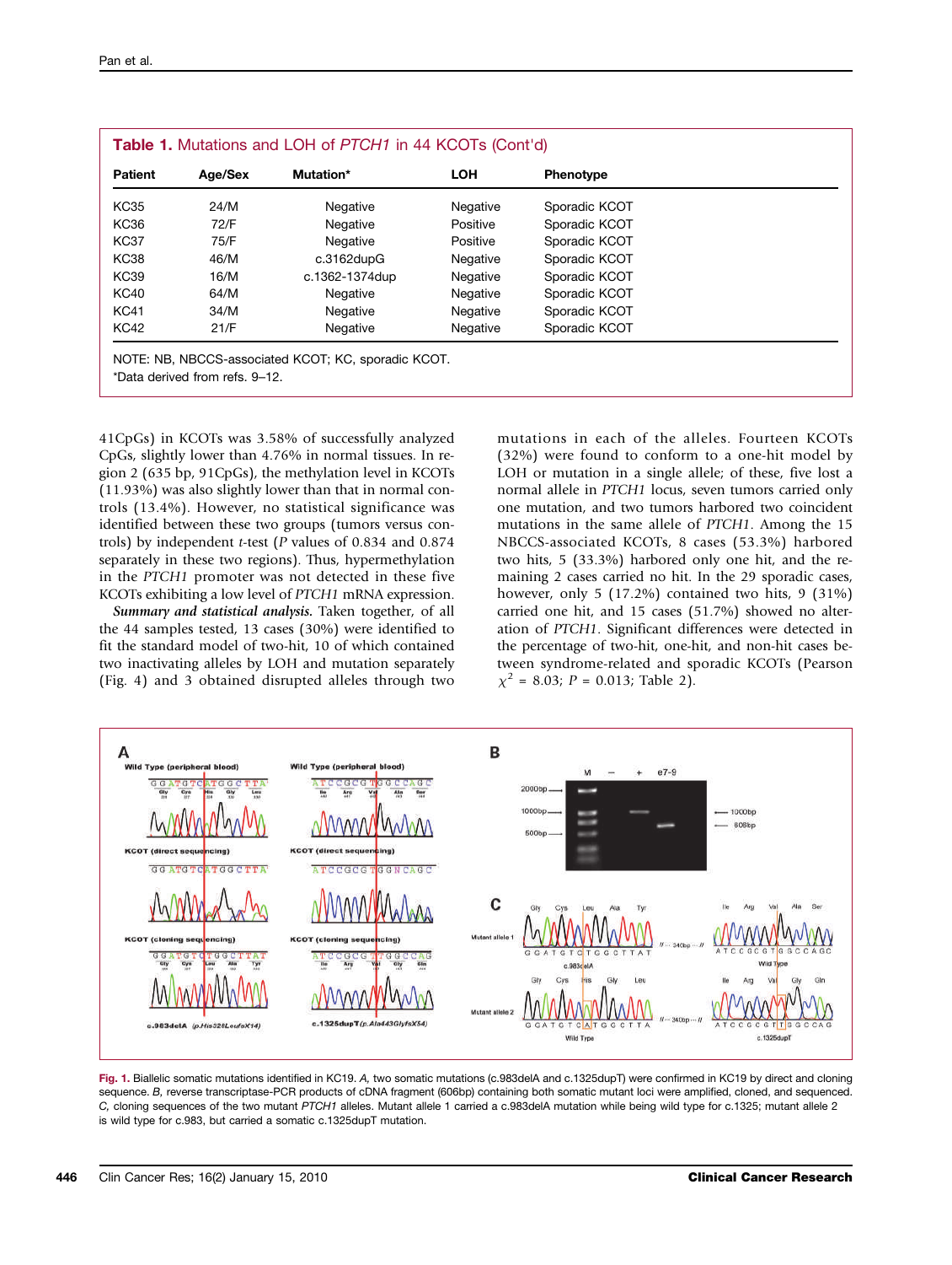**Table 1.** Mutations and LOH of *PTCH1* in 44 KCOTs (Cont'd)

| Patient | Age/Sex | Mutation* | LOH | Phenotype |
|---|---|---|---|---|
| KC35 | 24/M | Negative | Negative | Sporadic KCOT |
| KC36 | 72/F | Negative | Positive | Sporadic KCOT |
| KC37 | 75/F | Negative | Positive | Sporadic KCOT |
| KC38 | 46/M | c.3162dupG | Negative | Sporadic KCOT |
| KC39 | 16/M | c.1362-1374dup | Negative | Sporadic KCOT |
| KC40 | 64/M | Negative | Negative | Sporadic KCOT |
| KC41 | 34/M | Negative | Negative | Sporadic KCOT |
| KC42 | 21/F | Negative | Negative | Sporadic KCOT |

NOTE: NB, NBCCS-associated KCOT; KC, sporadic KCOT.
*Data derived from refs. 9–12.

41CpGs) in KCOTs was 3.58% of successfully analyzed CpGs, slightly lower than 4.76% in normal tissues. In region 2 (635 bp, 91CpGs), the methylation level in KCOTs (11.93%) was also slightly lower than that in normal controls (13.4%). However, no statistical significance was identified between these two groups (tumors versus controls) by independent *t*-test (*P* values of 0.834 and 0.874 separately in these two regions). Thus, hypermethylation in the *PTCH1* promoter was not detected in these five KCOTs exhibiting a low level of *PTCH1* mRNA expression.

***Summary and statistical analysis.*** Taken together, of all the 44 samples tested, 13 cases (30%) were identified to fit the standard model of two-hit, 10 of which contained two inactivating alleles by LOH and mutation separately (Fig. 4) and 3 obtained disrupted alleles through two mutations in each of the alleles. Fourteen KCOTs (32%) were found to conform to a one-hit model by LOH or mutation in a single allele; of these, five lost a normal allele in *PTCH1* locus, seven tumors carried only one mutation, and two tumors harbored two coincident mutations in the same allele of *PTCH1*. Among the 15 NBCCS-associated KCOTs, 8 cases (53.3%) harbored two hits, 5 (33.3%) harbored only one hit, and the remaining 2 cases carried no hit. In the 29 sporadic cases, however, only 5 (17.2%) contained two hits, 9 (31%) carried one hit, and 15 cases (51.7%) showed no alteration of *PTCH1*. Significant differences were detected in the percentage of two-hit, one-hit, and non-hit cases between syndrome-related and sporadic KCOTs (Pearson $\chi^2$ = 8.03; $P$ = 0.013; Table 2).

Fig. 1. Biallelic somatic mutations identified in KC19. *A,* two somatic mutations (c.983delA and c.1325dupT) were confirmed in KC19 by direct and cloning sequence. *B,* reverse transcriptase-PCR products of cDNA fragment (606bp) containing both somatic mutant loci were amplified, cloned, and sequenced. *C,* cloning sequences of the two mutant *PTCH1* alleles. Mutant allele 1 carried a c.983delA mutation while being wild type for c.1325; mutant allele 2 is wild type for c.983, but carried a somatic c.1325dupT mutation.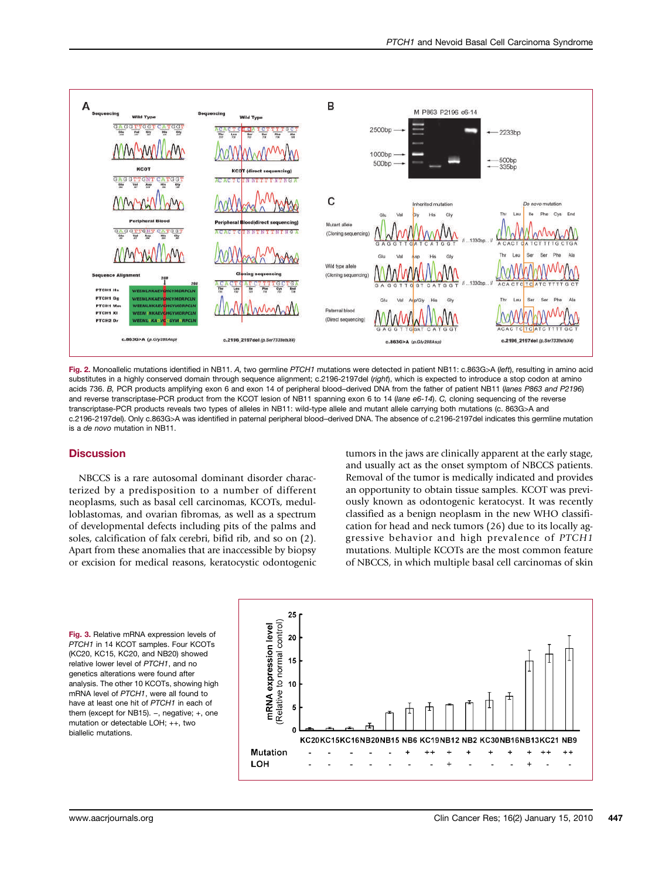A

Sequencing

Wild Type

GAGGTTGGTCATGGT

Glu Val Gly His Gly

KCOT

GAGGTTGNTCATGGT

Glu Val Asp His Gly

Peripheral Blood

GAGGTTGNTCATGGT

Glu Val Asp His Gly

Sequence Alignment

288

294

PTCH1 Hs WEEMLNKAEVGHGYMDRPCLN

PTCH1 Gg WEEMLNKAEVGHGYMDRPCLN

PTCH1 Mm WEEMLNKAEVGHGYMDRPCLN

PTCH1 Xl WEEM NKAEVGHGYMDRPCLN

PTCH2 Dr WEEML KA VG GYM RPCLN

c.863G>A (p.Gly288Asp)

Sequencing

Wild Type

ACACTCTCATCTTTTGCT

Thr Leu Ser Ser Phe Ala

KCOT (direct sequencing)

ACACTCNNTTTTNTNGA

Peripheral Blood(direct sequencing)

ACACTCNNTNTTNTNGA

Cloning sequencing

ACACTCATCTTTTGCTGA

Thr Leu Ile Phe Cys End

c.2196_2197del (p.Ser733IlefsX4)

B

M P863 P2196 e6-14

2500bp

1000bp

500bp

2233bp

500bp

335bp

C

Inherited mutation

De novo mutation

Mutant allele (Cloning sequencing)

Glu Val Gly His Gly

GAGGTTGATCATGGT // ...1230bp... //

Thr Leu Ile Phe Cys End

ACACTCATCTTTTGCTGA

Wild type allele (Cloning sequencing)

Glu Val Asp His Gly

GAGGTTGGTCATGGT // ...1230bp... //

Thr Leu Ser Ser Phe Ala

ACACTCTCATCTTTTGCT

Paternal blood (Direct sequencing)

Glu Val Asp/Gly His Gly

GAGGTTGGATCATGGT

Thr Leu Ser Ser Phe Ala

ACACTCTCATCTTTTGCT

c.863G>A (p.Gly288Asp)

c.2196_2197del (p.Ser733IlefsX4)

**Fig. 2.** Monoallelic mutations identified in NB11. *A*, two germline *PTCH1* mutations were detected in patient NB11: c.863G>A (*left*), resulting in amino acid substitutes in a highly conserved domain through sequence alignment; c.2196-2197del (*right*), which is expected to introduce a stop codon at amino acids 736. *B*, PCR products amplifying exon 6 and exon 14 of peripheral blood–derived DNA from the father of patient NB11 (*lanes P863 and P2196*) and reverse transcriptase-PCR product from the KCOT lesion of NB11 spanning exon 6 to 14 (*lane e6-14*). *C*, cloning sequencing of the reverse transcriptase-PCR products reveals two types of alleles in NB11: wild-type allele and mutant allele carrying both mutations (c. 863G>A and c.2196-2197del). Only c.863G>A was identified in paternal peripheral blood–derived DNA. The absence of c.2196-2197del indicates this germline mutation is a *de novo* mutation in NB11.

## Discussion

NBCCS is a rare autosomal dominant disorder characterized by a predisposition to a number of different neoplasms, such as basal cell carcinomas, KCOTs, medulloblastomas, and ovarian fibromas, as well as a spectrum of developmental defects including pits of the palms and soles, calcification of falx cerebri, bifid rib, and so on (2). Apart from these anomalies that are inaccessible by biopsy or excision for medical reasons, keratocystic odontogenic tumors in the jaws are clinically apparent at the early stage, and usually act as the onset symptom of NBCCS patients. Removal of the tumor is medically indicated and provides an opportunity to obtain tissue samples. KCOT was previously known as odontogenic keratocyst. It was recently classified as a benign neoplasm in the new WHO classification for head and neck tumors (26) due to its locally aggressive behavior and high prevalence of *PTCH1* mutations. Multiple KCOTs are the most common feature of NBCCS, in which multiple basal cell carcinomas of skin

mRNA expression level (Relative to normal control)

0 5 10 15 20 25

KC20 KC15 KC16 NB20 NB15 NB6 KC19 NB12 NB2 KC30 NB16 NB13 KC21 NB9

Mutation - - - - - + ++ + + + + + ++ ++

LOH - - - - - - - + - - - + - -

**Fig. 3.** Relative mRNA expression levels of *PTCH1* in 14 KCOT samples. Four KCOTs (KC20, KC15, KC20, and NB20) showed relative lower level of *PTCH1*, and no genetics alterations were found after analysis. The other 10 KCOTs, showing high mRNA level of *PTCH1*, were all found to have at least one hit of *PTCH1* in each of them (except for NB15). –, negative; +, one mutation or detectable LOH; ++, two biallelic mutations.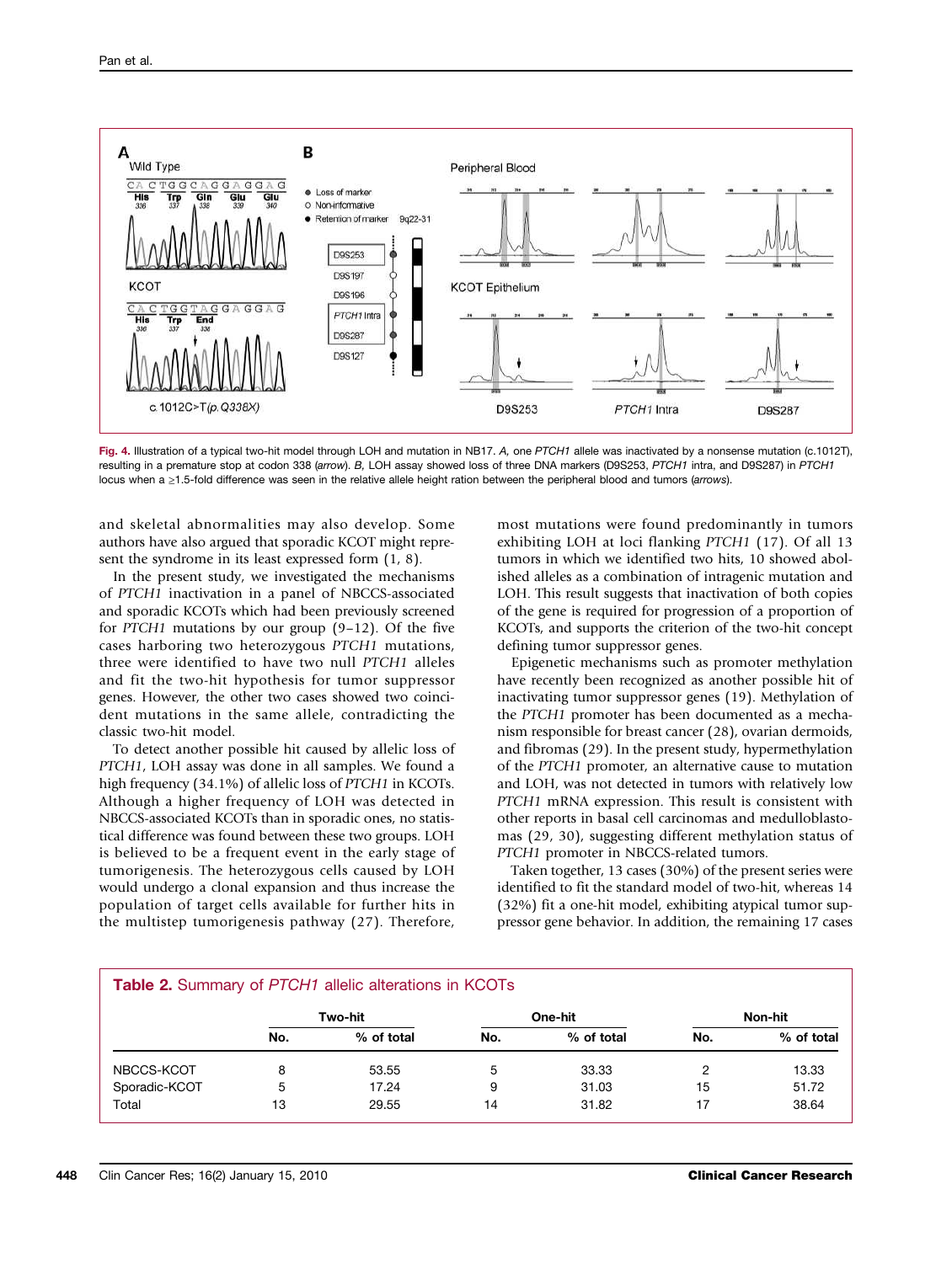A
Wild Type

CACTGGCAGGAGGAG
His 336 Trp 337 Gln 338 Glu 339 Glu 340

KCOT

CACTGGTAGGAGGAG
His 336 Trp 337 End 338

c.1012C>T(p.Q338X)

B

● Loss of marker
○ Non-informative
● Retention of marker 9q22-31

D9S253
D9S197
D9S196
PTCH1 Intra
D9S287
D9S127

Peripheral Blood

KCOT Epithelium

D9S253 PTCH1 Intra D9S287

**Fig. 4.** Illustration of a typical two-hit model through LOH and mutation in NB17. *A*, one *PTCH1* allele was inactivated by a nonsense mutation (c.1012T), resulting in a premature stop at codon 338 (*arrow*). *B*, LOH assay showed loss of three DNA markers (D9S253, *PTCH1* intra, and D9S287) in *PTCH1* locus when a ≥1.5-fold difference was seen in the relative allele height ration between the peripheral blood and tumors (*arrows*).

and skeletal abnormalities may also develop. Some authors have also argued that sporadic KCOT might represent the syndrome in its least expressed form (1, 8).

In the present study, we investigated the mechanisms of *PTCH1* inactivation in a panel of NBCCS-associated and sporadic KCOTs which had been previously screened for *PTCH1* mutations by our group (9–12). Of the five cases harboring two heterozygous *PTCH1* mutations, three were identified to have two null *PTCH1* alleles and fit the two-hit hypothesis for tumor suppressor genes. However, the other two cases showed two coincident mutations in the same allele, contradicting the classic two-hit model.

To detect another possible hit caused by allelic loss of *PTCH1*, LOH assay was done in all samples. We found a high frequency (34.1%) of allelic loss of *PTCH1* in KCOTs. Although a higher frequency of LOH was detected in NBCCS-associated KCOTs than in sporadic ones, no statistical difference was found between these two groups. LOH is believed to be a frequent event in the early stage of tumorigenesis. The heterozygous cells caused by LOH would undergo a clonal expansion and thus increase the population of target cells available for further hits in the multistep tumorigenesis pathway (27). Therefore, most mutations were found predominantly in tumors exhibiting LOH at loci flanking *PTCH1* (17). Of all 13 tumors in which we identified two hits, 10 showed abolished alleles as a combination of intragenic mutation and LOH. This result suggests that inactivation of both copies of the gene is required for progression of a proportion of KCOTs, and supports the criterion of the two-hit concept defining tumor suppressor genes.

Epigenetic mechanisms such as promoter methylation have recently been recognized as another possible hit of inactivating tumor suppressor genes (19). Methylation of the *PTCH1* promoter has been documented as a mechanism responsible for breast cancer (28), ovarian dermoids, and fibromas (29). In the present study, hypermethylation of the *PTCH1* promoter, an alternative cause to mutation and LOH, was not detected in tumors with relatively low *PTCH1* mRNA expression. This result is consistent with other reports in basal cell carcinomas and medulloblastomas (29, 30), suggesting different methylation status of *PTCH1* promoter in NBCCS-related tumors.

Taken together, 13 cases (30%) of the present series were identified to fit the standard model of two-hit, whereas 14 (32%) fit a one-hit model, exhibiting atypical tumor suppressor gene behavior. In addition, the remaining 17 cases

**Table 2.** Summary of *PTCH1* allelic alterations in KCOTs

| | Two-hit | | One-hit | | Non-hit | |
|---|---|---|---|---|---|---|
| | No. | % of total | No. | % of total | No. | % of total |
| NBCCS-KCOT | 8 | 53.55 | 5 | 33.33 | 2 | 13.33 |
| Sporadic-KCOT | 5 | 17.24 | 9 | 31.03 | 15 | 51.72 |
| Total | 13 | 29.55 | 14 | 31.82 | 17 | 38.64 |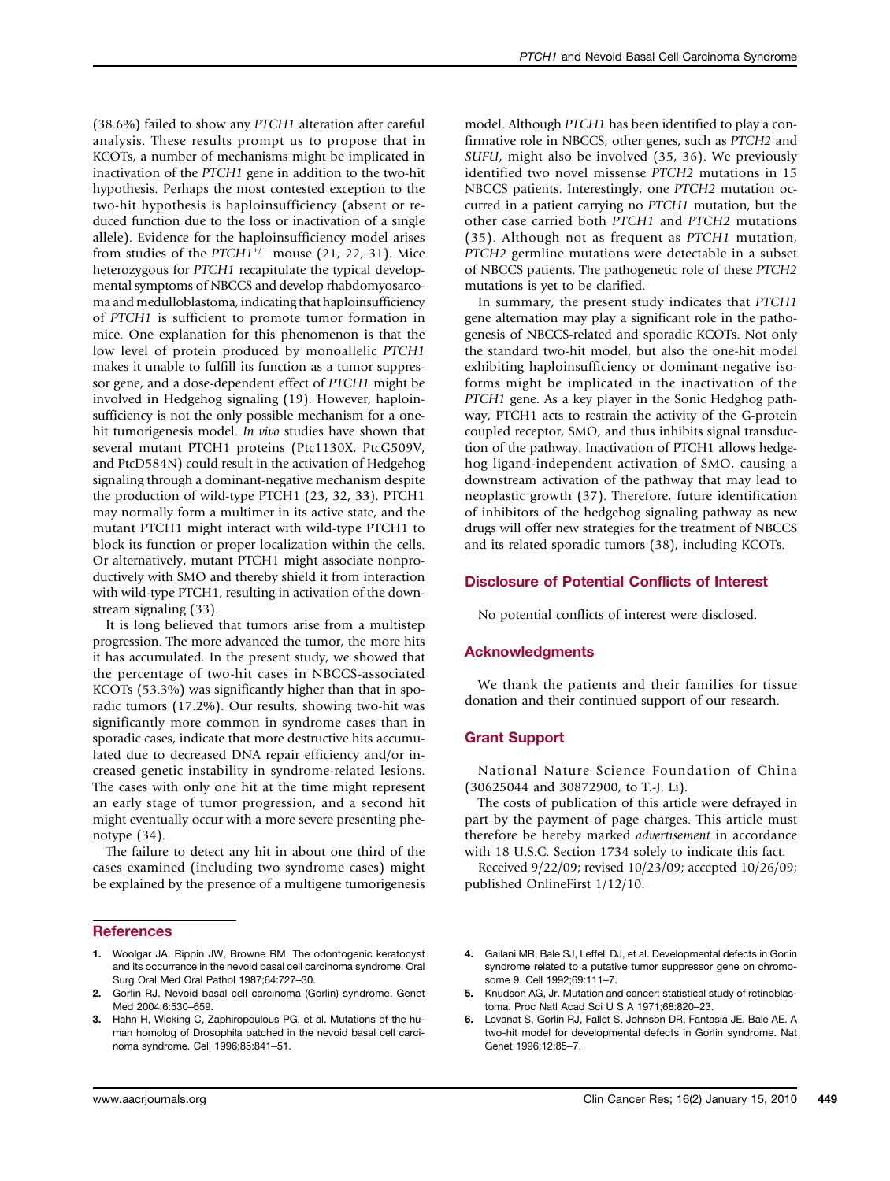(38.6%) failed to show any *PTCH1* alteration after careful analysis. These results prompt us to propose that in KCOTs, a number of mechanisms might be implicated in inactivation of the *PTCH1* gene in addition to the two-hit hypothesis. Perhaps the most contested exception to the two-hit hypothesis is haploinsufficiency (absent or reduced function due to the loss or inactivation of a single allele). Evidence for the haploinsufficiency model arises from studies of the $PTCH1^{+/-}$ mouse (21, 22, 31). Mice heterozygous for *PTCH1* recapitulate the typical developmental symptoms of NBCCS and develop rhabdomyosarcoma and medulloblastoma, indicating that haploinsufficiency of *PTCH1* is sufficient to promote tumor formation in mice. One explanation for this phenomenon is that the low level of protein produced by monoallelic *PTCH1* makes it unable to fulfill its function as a tumor suppressor gene, and a dose-dependent effect of *PTCH1* might be involved in Hedgehog signaling (19). However, haploinsufficiency is not the only possible mechanism for a one-hit tumorigenesis model. *In vivo* studies have shown that several mutant PTCH1 proteins (Ptc1130X, PtcG509V, and PtcD584N) could result in the activation of Hedgehog signaling through a dominant-negative mechanism despite the production of wild-type PTCH1 (23, 32, 33). PTCH1 may normally form a multimer in its active state, and the mutant PTCH1 might interact with wild-type PTCH1 to block its function or proper localization within the cells. Or alternatively, mutant PTCH1 might associate nonproductively with SMO and thereby shield it from interaction with wild-type PTCH1, resulting in activation of the downstream signaling (33).

It is long believed that tumors arise from a multistep progression. The more advanced the tumor, the more hits it has accumulated. In the present study, we showed that the percentage of two-hit cases in NBCCS-associated KCOTs (53.3%) was significantly higher than that in sporadic tumors (17.2%). Our results, showing two-hit was significantly more common in syndrome cases than in sporadic cases, indicate that more destructive hits accumulated due to decreased DNA repair efficiency and/or increased genetic instability in syndrome-related lesions. The cases with only one hit at the time might represent an early stage of tumor progression, and a second hit might eventually occur with a more severe presenting phenotype (34).

The failure to detect any hit in about one third of the cases examined (including two syndrome cases) might be explained by the presence of a multigene tumorigenesis model. Although *PTCH1* has been identified to play a confirmative role in NBCCS, other genes, such as *PTCH2* and *SUFU*, might also be involved (35, 36). We previously identified two novel missense *PTCH2* mutations in 15 NBCCS patients. Interestingly, one *PTCH2* mutation occurred in a patient carrying no *PTCH1* mutation, but the other case carried both *PTCH1* and *PTCH2* mutations (35). Although not as frequent as *PTCH1* mutation, *PTCH2* germline mutations were detectable in a subset of NBCCS patients. The pathogenetic role of these *PTCH2* mutations is yet to be clarified.

In summary, the present study indicates that *PTCH1* gene alternation may play a significant role in the pathogenesis of NBCCS-related and sporadic KCOTs. Not only the standard two-hit model, but also the one-hit model exhibiting haploinsufficiency or dominant-negative isoforms might be implicated in the inactivation of the *PTCH1* gene. As a key player in the Sonic Hedghog pathway, PTCH1 acts to restrain the activity of the G-protein coupled receptor, SMO, and thus inhibits signal transduction of the pathway. Inactivation of PTCH1 allows hedgehog ligand-independent activation of SMO, causing a downstream activation of the pathway that may lead to neoplastic growth (37). Therefore, future identification of inhibitors of the hedgehog signaling pathway as new drugs will offer new strategies for the treatment of NBCCS and its related sporadic tumors (38), including KCOTs.

## Disclosure of Potential Conflicts of Interest

No potential conflicts of interest were disclosed.

## Acknowledgments

We thank the patients and their families for tissue donation and their continued support of our research.

## Grant Support

National Nature Science Foundation of China (30625044 and 30872900, to T.-J. Li).

The costs of publication of this article were defrayed in part by the payment of page charges. This article must therefore be hereby marked *advertisement* in accordance with 18 U.S.C. Section 1734 solely to indicate this fact.

Received 9/22/09; revised 10/23/09; accepted 10/26/09; published OnlineFirst 1/12/10.

## References

1. Woolgar JA, Rippin JW, Browne RM. The odontogenic keratocyst and its occurrence in the nevoid basal cell carcinoma syndrome. Oral Surg Oral Med Oral Pathol 1987;64:727–30.
2. Gorlin RJ. Nevoid basal cell carcinoma (Gorlin) syndrome. Genet Med 2004;6:530–659.
3. Hahn H, Wicking C, Zaphiropoulous PG, et al. Mutations of the human homolog of Drosophila patched in the nevoid basal cell carcinoma syndrome. Cell 1996;85:841–51.
4. Gailani MR, Bale SJ, Leffell DJ, et al. Developmental defects in Gorlin syndrome related to a putative tumor suppressor gene on chromosome 9. Cell 1992;69:111–7.
5. Knudson AG, Jr. Mutation and cancer: statistical study of retinoblastoma. Proc Natl Acad Sci U S A 1971;68:820–23.
6. Levanat S, Gorlin RJ, Fallet S, Johnson DR, Fantasia JE, Bale AE. A two-hit model for developmental defects in Gorlin syndrome. Nat Genet 1996;12:85–7.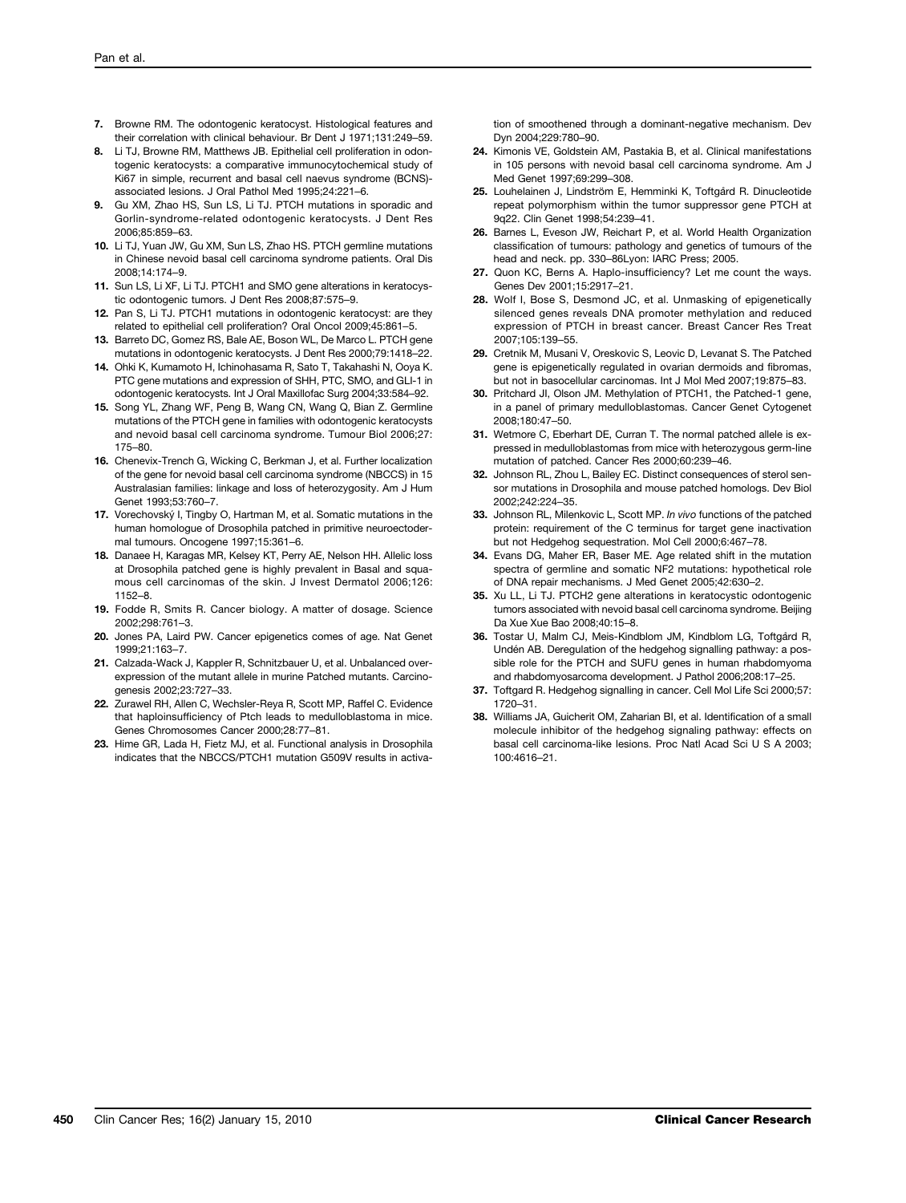7. Browne RM. The odontogenic keratocyst. Histological features and their correlation with clinical behaviour. Br Dent J 1971;131:249–59.
8. Li TJ, Browne RM, Matthews JB. Epithelial cell proliferation in odontogenic keratocysts: a comparative immunocytochemical study of Ki67 in simple, recurrent and basal cell naevus syndrome (BCNS)-associated lesions. J Oral Pathol Med 1995;24:221–6.
9. Gu XM, Zhao HS, Sun LS, Li TJ. PTCH mutations in sporadic and Gorlin-syndrome-related odontogenic keratocysts. J Dent Res 2006;85:859–63.
10. Li TJ, Yuan JW, Gu XM, Sun LS, Zhao HS. PTCH germline mutations in Chinese nevoid basal cell carcinoma syndrome patients. Oral Dis 2008;14:174–9.
11. Sun LS, Li XF, Li TJ. PTCH1 and SMO gene alterations in keratocystic odontogenic tumors. J Dent Res 2008;87:575–9.
12. Pan S, Li TJ. PTCH1 mutations in odontogenic keratocyst: are they related to epithelial cell proliferation? Oral Oncol 2009;45:861–5.
13. Barreto DC, Gomez RS, Bale AE, Boson WL, De Marco L. PTCH gene mutations in odontogenic keratocysts. J Dent Res 2000;79:1418–22.
14. Ohki K, Kumamoto H, Ichinohasama R, Sato T, Takahashi N, Ooya K. PTC gene mutations and expression of SHH, PTC, SMO, and GLI-1 in odontogenic keratocysts. Int J Oral Maxillofac Surg 2004;33:584–92.
15. Song YL, Zhang WF, Peng B, Wang CN, Wang Q, Bian Z. Germline mutations of the PTCH gene in families with odontogenic keratocysts and nevoid basal cell carcinoma syndrome. Tumour Biol 2006;27:175–80.
16. Chenevix-Trench G, Wicking C, Berkman J, et al. Further localization of the gene for nevoid basal cell carcinoma syndrome (NBCCS) in 15 Australasian families: linkage and loss of heterozygosity. Am J Hum Genet 1993;53:760–7.
17. Vorechovský I, Tingby O, Hartman M, et al. Somatic mutations in the human homologue of Drosophila patched in primitive neuroectodermal tumours. Oncogene 1997;15:361–6.
18. Danaee H, Karagas MR, Kelsey KT, Perry AE, Nelson HH. Allelic loss at Drosophila patched gene is highly prevalent in Basal and squamous cell carcinomas of the skin. J Invest Dermatol 2006;126:1152–8.
19. Fodde R, Smits R. Cancer biology. A matter of dosage. Science 2002;298:761–3.
20. Jones PA, Laird PW. Cancer epigenetics comes of age. Nat Genet 1999;21:163–7.
21. Calzada-Wack J, Kappler R, Schnitzbauer U, et al. Unbalanced overexpression of the mutant allele in murine Patched mutants. Carcinogenesis 2002;23:727–33.
22. Zurawel RH, Allen C, Wechsler-Reya R, Scott MP, Raffel C. Evidence that haploinsufficiency of Ptch leads to medulloblastoma in mice. Genes Chromosomes Cancer 2000;28:77–81.
23. Hime GR, Lada H, Fietz MJ, et al. Functional analysis in Drosophila indicates that the NBCCS/PTCH1 mutation G509V results in activation of smoothened through a dominant-negative mechanism. Dev Dyn 2004;229:780–90.
24. Kimonis VE, Goldstein AM, Pastakia B, et al. Clinical manifestations in 105 persons with nevoid basal cell carcinoma syndrome. Am J Med Genet 1997;69:299–308.
25. Louhelainen J, Lindström E, Hemminki K, Toftgård R. Dinucleotide repeat polymorphism within the tumor suppressor gene PTCH at 9q22. Clin Genet 1998;54:239–41.
26. Barnes L, Eveson JW, Reichart P, et al. World Health Organization classification of tumours: pathology and genetics of tumours of the head and neck. pp. 330–86Lyon: IARC Press; 2005.
27. Quon KC, Berns A. Haplo-insufficiency? Let me count the ways. Genes Dev 2001;15:2917–21.
28. Wolf I, Bose S, Desmond JC, et al. Unmasking of epigenetically silenced genes reveals DNA promoter methylation and reduced expression of PTCH in breast cancer. Breast Cancer Res Treat 2007;105:139–55.
29. Cretnik M, Musani V, Oreskovic S, Leovic D, Levanat S. The Patched gene is epigenetically regulated in ovarian dermoids and fibromas, but not in basocellular carcinomas. Int J Mol Med 2007;19:875–83.
30. Pritchard JI, Olson JM. Methylation of PTCH1, the Patched-1 gene, in a panel of primary medulloblastomas. Cancer Genet Cytogenet 2008;180:47–50.
31. Wetmore C, Eberhart DE, Curran T. The normal patched allele is expressed in medulloblastomas from mice with heterozygous germ-line mutation of patched. Cancer Res 2000;60:239–46.
32. Johnson RL, Zhou L, Bailey EC. Distinct consequences of sterol sensor mutations in Drosophila and mouse patched homologs. Dev Biol 2002;242:224–35.
33. Johnson RL, Milenkovic L, Scott MP. *In vivo* functions of the patched protein: requirement of the C terminus for target gene inactivation but not Hedgehog sequestration. Mol Cell 2000;6:467–78.
34. Evans DG, Maher ER, Baser ME. Age related shift in the mutation spectra of germline and somatic NF2 mutations: hypothetical role of DNA repair mechanisms. J Med Genet 2005;42:630–2.
35. Xu LL, Li TJ. PTCH2 gene alterations in keratocystic odontogenic tumors associated with nevoid basal cell carcinoma syndrome. Beijing Da Xue Xue Bao 2008;40:15–8.
36. Tostar U, Malm CJ, Meis-Kindblom JM, Kindblom LG, Toftgård R, Undén AB. Deregulation of the hedgehog signalling pathway: a possible role for the PTCH and SUFU genes in human rhabdomyoma and rhabdomyosarcoma development. J Pathol 2006;208:17–25.
37. Toftgard R. Hedgehog signalling in cancer. Cell Mol Life Sci 2000;57:1720–31.
38. Williams JA, Guicherit OM, Zaharian BI, et al. Identification of a small molecule inhibitor of the hedgehog signaling pathway: effects on basal cell carcinoma-like lesions. Proc Natl Acad Sci U S A 2003;100:4616–21.